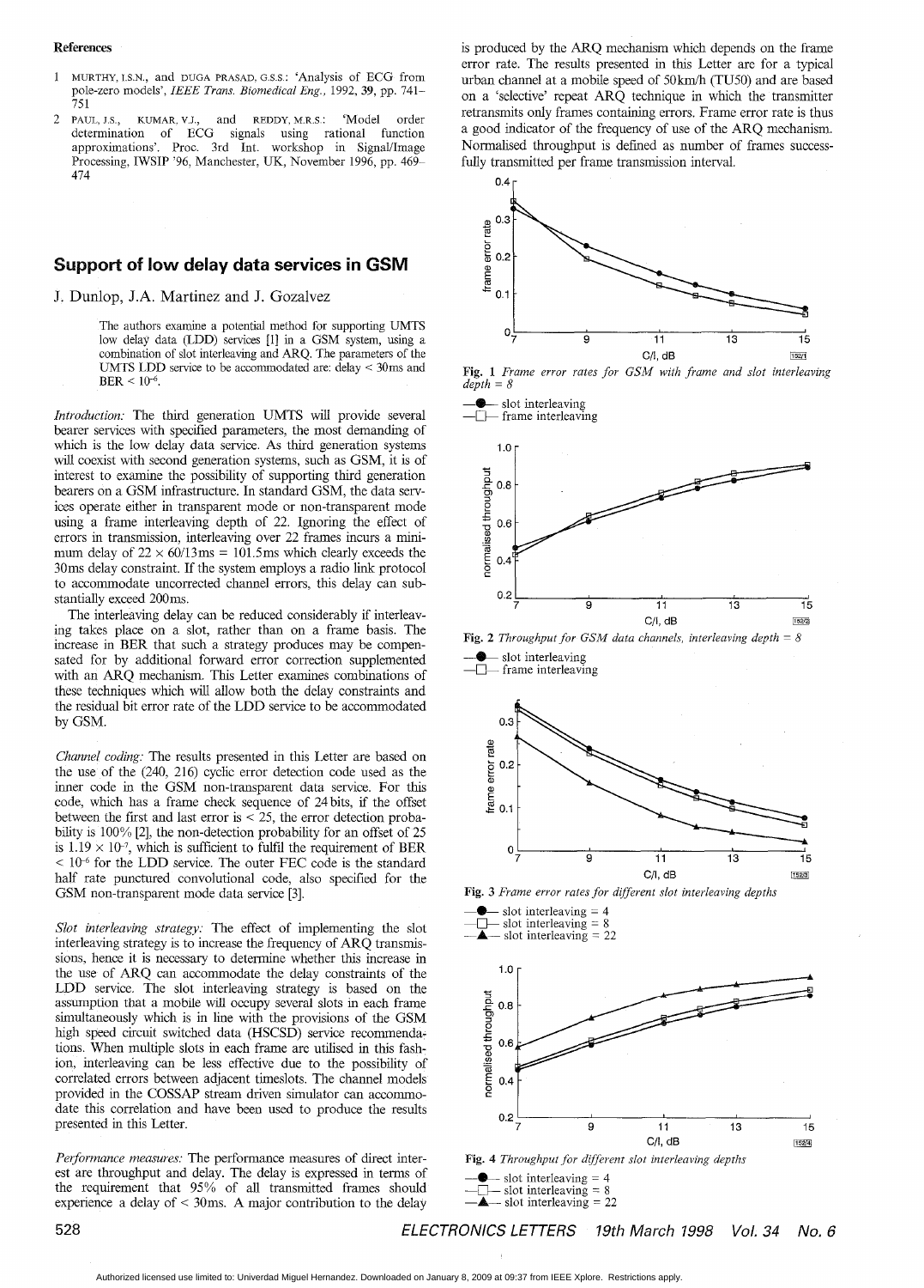**References**

1 MURTHY, I.S.N., and DUGA PRASAD, G.S.S.: 'Analysis of ECG from pole-zero models', *IEEE Trans. Biomedical Eng.*, 1992, **39**, pp. 741–751

2 PAUL, J.S., KUMAR, V.J., and REDDY, M.R.S.: 'Model order determination of ECG signals using rational function approximations'. Proc. 3rd Int. workshop in Signal/Image Processing, IWSIP '96, Manchester, UK, November 1996, pp. 469–474

## Support of low delay data services in GSM

J. Dunlop, J.A. Martinez and J. Gozalvez

> The authors examine a potential method for supporting UMTS low delay data (LDD) services [1] in a GSM system, using a combination of slot interleaving and ARQ. The parameters of the UMTS LDD service to be accommodated are: delay < 30ms and BER < $10^{-6}$.

*Introduction:* The third generation UMTS will provide several bearer services with specified parameters, the most demanding of which is the low delay data service. As third generation systems will coexist with second generation systems, such as GSM, it is of interest to examine the possibility of supporting third generation bearers on a GSM infrastructure. In standard GSM, the data services operate either in transparent mode or non-transparent mode using a frame interleaving depth of 22. Ignoring the effect of errors in transmission, interleaving over 22 frames incurs a minimum delay of $22 \times 60/13$ms = 101.5ms which clearly exceeds the 30ms delay constraint. If the system employs a radio link protocol to accommodate uncorrected channel errors, this delay can substantially exceed 200ms.

The interleaving delay can be reduced considerably if interleaving takes place on a slot, rather than on a frame basis. The increase in BER that such a strategy produces may be compensated for by additional forward error correction supplemented with an ARQ mechanism. This Letter examines combinations of these techniques which will allow both the delay constraints and the residual bit error rate of the LDD service to be accommodated by GSM.

*Channel coding:* The results presented in this Letter are based on the use of the (240, 216) cyclic error detection code used as the inner code in the GSM non-transparent data service. For this code, which has a frame check sequence of 24 bits, if the offset between the first and last error is < 25, the error detection probability is 100% [2], the non-detection probability for an offset of 25 is $1.19 \times 10^{-7}$, which is sufficient to fulfil the requirement of BER < $10^{-6}$ for the LDD service. The outer FEC code is the standard half rate punctured convolutional code, also specified for the GSM non-transparent mode data service [3].

*Slot interleaving strategy:* The effect of implementing the slot interleaving strategy is to increase the frequency of ARQ transmissions, hence it is necessary to determine whether this increase in the use of ARQ can accommodate the delay constraints of the LDD service. The slot interleaving strategy is based on the assumption that a mobile will occupy several slots in each frame simultaneously which is in line with the provisions of the GSM high speed circuit switched data (HSCSD) service recommendations. When multiple slots in each frame are utilised in this fashion, interleaving can be less effective due to the possibility of correlated errors between adjacent timeslots. The channel models provided in the COSSAP stream driven simulator can accommodate this correlation and have been used to produce the results presented in this Letter.

*Performance measures:* The performance measures of direct interest are throughput and delay. The delay is expressed in terms of the requirement that 95% of all transmitted frames should experience a delay of < 30ms. A major contribution to the delay is produced by the ARQ mechanism which depends on the frame error rate. The results presented in this Letter are for a typical urban channel at a mobile speed of 50km/h (TU50) and are based on a 'selective' repeat ARQ technique in which the transmitter retransmits only frames containing errors. Frame error rate is thus a good indicator of the frequency of use of the ARQ mechanism. Normalised throughput is defined as number of frames successfully transmitted per frame transmission interval.

**Fig. 1** *Frame error rates for GSM with frame and slot interleaving depth = 8*

—●— slot interleaving
—□— frame interleaving

**Fig. 2** *Throughput for GSM data channels, interleaving depth = 8*

—●— slot interleaving
—□— frame interleaving

**Fig. 3** *Frame error rates for different slot interleaving depths*

—●— slot interleaving = 4
—□— slot interleaving = 8
—▲— slot interleaving = 22

**Fig. 4** *Throughput for different slot interleaving depths*

—●— slot interleaving = 4
—□— slot interleaving = 8
—▲— slot interleaving = 22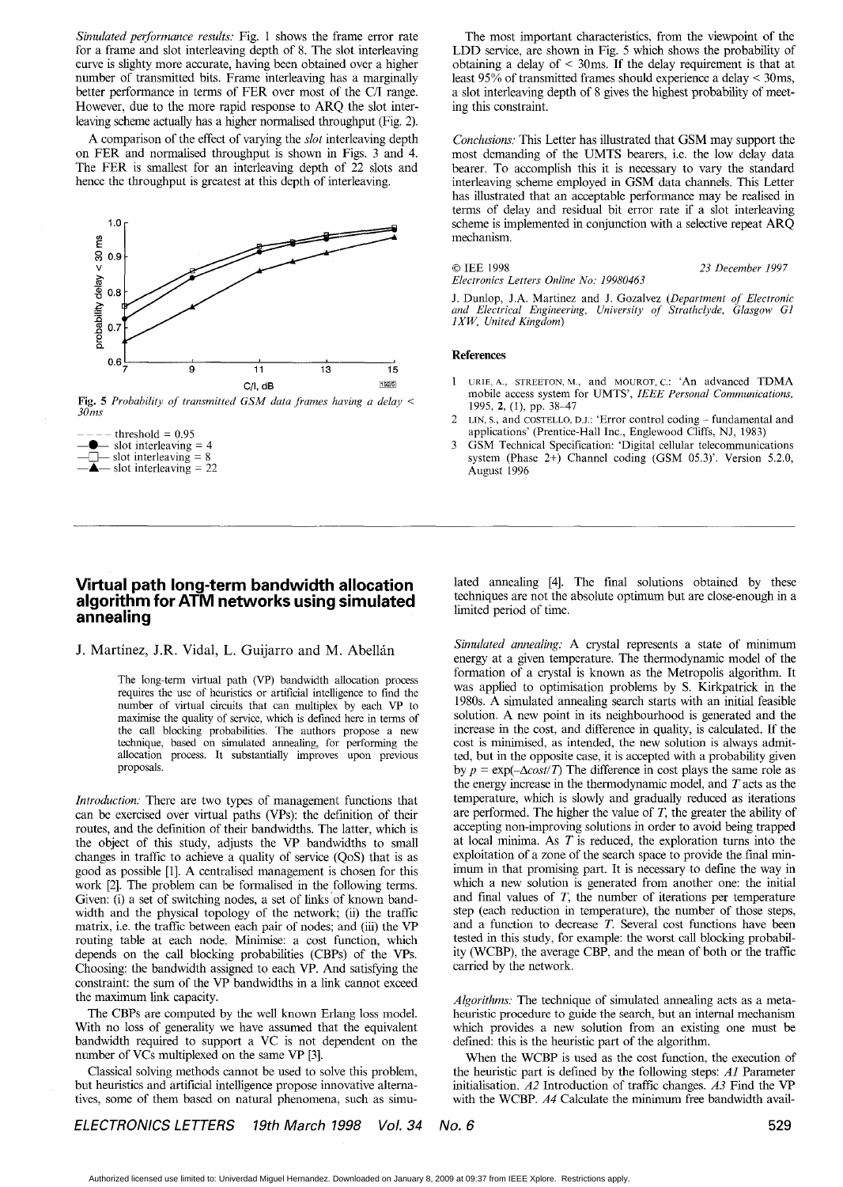*Simulated performance results:* Fig. 1 shows the frame error rate for a frame and slot interleaving depth of 8. The slot interleaving curve is slighty more accurate, having been obtained over a higher number of transmitted bits. Frame interleaving has a marginally better performance in terms of FER over most of the C/I range. However, due to the more rapid response to ARQ the slot interleaving scheme actually has a higher normalised throughput (Fig. 2).

A comparison of the effect of varying the *slot* interleaving depth on FER and normalised throughput is shown in Figs. 3 and 4. The FER is smallest for an interleaving depth of 22 slots and hence the throughput is greatest at this depth of interleaving.

probability delay < 30 ms
1.0
0.9
0.8
0.7
0.6
7
9
11
13
15
C/I, dB

**Fig. 5** *Probability of transmitted GSM data frames having a delay < 30ms*

- – – – threshold = 0.95
- —●— slot interleaving = 4
- —□— slot interleaving = 8
- —▲— slot interleaving = 22

The most important characteristics, from the viewpoint of the LDD service, are shown in Fig. 5 which shows the probability of obtaining a delay of < 30ms. If the delay requirement is that at least 95% of transmitted frames should experience a delay < 30ms, a slot interleaving depth of 8 gives the highest probability of meeting this constraint.

*Conclusions:* This Letter has illustrated that GSM may support the most demanding of the UMTS bearers, i.e. the low delay data bearer. To accomplish this it is necessary to vary the standard interleaving scheme employed in GSM data channels. This Letter has illustrated that an acceptable performance may be realised in terms of delay and residual bit error rate if a slot interleaving scheme is implemented in conjunction with a selective repeat ARQ mechanism.

© IEE 1998 — 23 December 1997
*Electronics Letters Online No: 19980463*

J. Dunlop, J.A. Martinez and J. Gozalvez (*Department of Electronic and Electrical Engineering, University of Strathclyde, Glasgow G1 1XW, United Kingdom*)

## References

1. URIE, A., STREETON, M., and MOUROT, C.: 'An advanced TDMA mobile access system for UMTS', *IEEE Personal Communications*, 1995, **2**, (1), pp. 38–47
2. LIN, S., and COSTELLO, D.J.: 'Error control coding – fundamental and applications' (Prentice-Hall Inc., Englewood Cliffs, NJ, 1983)
3. GSM Technical Specification: 'Digital cellular telecommunications system (Phase 2+) Channel coding (GSM 05.3)'. Version 5.2.0, August 1996

---

# Virtual path long-term bandwidth allocation algorithm for ATM networks using simulated annealing

J. Martínez, J.R. Vidal, L. Guijarro and M. Abellán

> The long-term virtual path (VP) bandwidth allocation process requires the use of heuristics or artificial intelligence to find the number of virtual circuits that can multiplex by each VP to maximise the quality of service, which is defined here in terms of the call blocking probabilities. The authors propose a new technique, based on simulated annealing, for performing the allocation process. It substantially improves upon previous proposals.

*Introduction:* There are two types of management functions that can be exercised over virtual paths (VPs): the definition of their routes, and the definition of their bandwidths. The latter, which is the object of this study, adjusts the VP bandwidths to small changes in traffic to achieve a quality of service (QoS) that is as good as possible [1]. A centralised management is chosen for this work [2]. The problem can be formalised in the following terms. Given: (i) a set of switching nodes, a set of links of known bandwidth and the physical topology of the network; (ii) the traffic matrix, i.e. the traffic between each pair of nodes; and (iii) the VP routing table at each node. Minimise: a cost function, which depends on the call blocking probabilities (CBPs) of the VPs. Choosing: the bandwidth assigned to each VP. And satisfying the constraint: the sum of the VP bandwidths in a link cannot exceed the maximum link capacity.

The CBPs are computed by the well known Erlang loss model. With no loss of generality we have assumed that the equivalent bandwidth required to support a VC is not dependent on the number of VCs multiplexed on the same VP [3].

Classical solving methods cannot be used to solve this problem, but heuristics and artificial intelligence propose innovative alternatives, some of them based on natural phenomena, such as simulated annealing [4]. The final solutions obtained by these techniques are not the absolute optimum but are close-enough in a limited period of time.

*Simulated annealing:* A crystal represents a state of minimum energy at a given temperature. The thermodynamic model of the formation of a crystal is known as the Metropolis algorithm. It was applied to optimisation problems by S. Kirkpatrick in the 1980s. A simulated annealing search starts with an initial feasible solution. A new point in its neighbourhood is generated and the increase in the cost, and difference in quality, is calculated. If the cost is minimised, as intended, the new solution is always admitted, but in the opposite case, it is accepted with a probability given by $p = \exp(-\Delta cost/T)$ The difference in cost plays the same role as the energy increase in the thermodynamic model, and $T$ acts as the temperature, which is slowly and gradually reduced as iterations are performed. The higher the value of $T$, the greater the ability of accepting non-improving solutions in order to avoid being trapped at local minima. As $T$ is reduced, the exploration turns into the exploitation of a zone of the search space to provide the final minimum in that promising part. It is necessary to define the way in which a new solution is generated from another one: the initial and final values of $T$, the number of iterations per temperature step (each reduction in temperature), the number of those steps, and a function to decrease $T$. Several cost functions have been tested in this study, for example: the worst call blocking probability (WCBP), the average CBP, and the mean of both or the traffic carried by the network.

*Algorithms:* The technique of simulated annealing acts as a metaheuristic procedure to guide the search, but an internal mechanism which provides a new solution from an existing one must be defined: this is the heuristic part of the algorithm.

When the WCBP is used as the cost function, the execution of the heuristic part is defined by the following steps: *A1* Parameter initialisation. *A2* Introduction of traffic changes. *A3* Find the VP with the WCBP. *A4* Calculate the minimum free bandwidth avail-